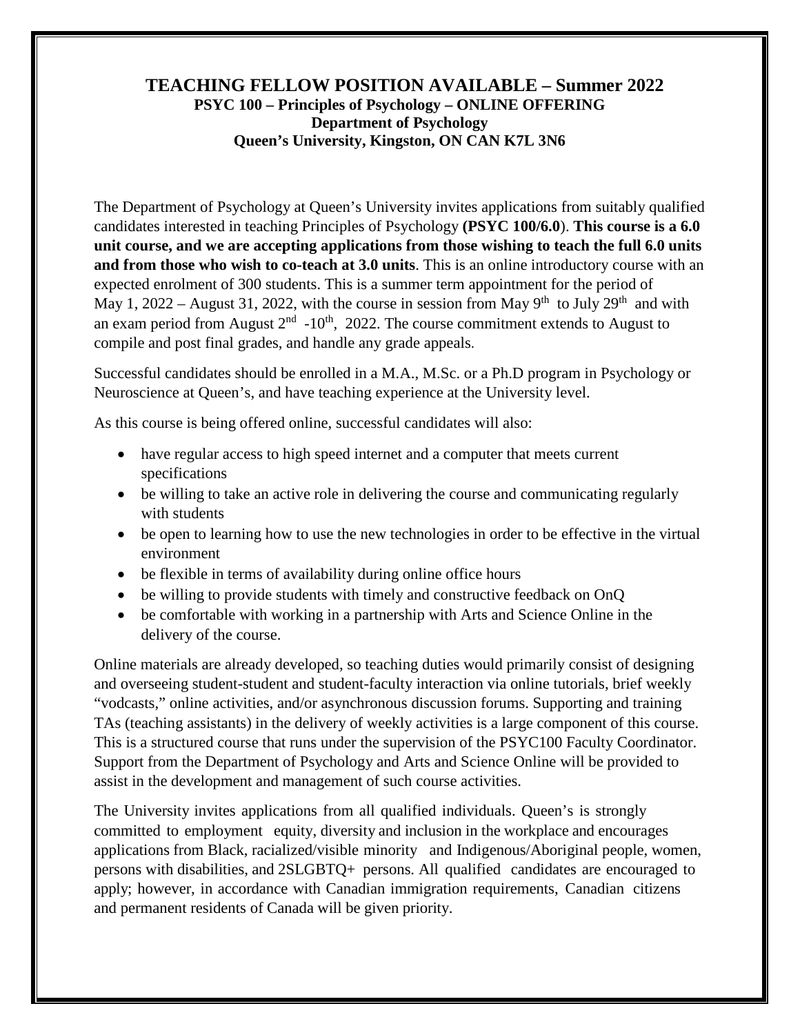# TEACHING FELLOW POSITION AVAILABLE – Summer 2022

**PSYC 100 – Principles of Psychology – ONLINE OFFERING**
**Department of Psychology**
**Queen's University, Kingston, ON CAN K7L 3N6**

The Department of Psychology at Queen's University invites applications from suitably qualified candidates interested in teaching Principles of Psychology **(PSYC 100/6.0)**. **This course is a 6.0 unit course, and we are accepting applications from those wishing to teach the full 6.0 units and from those who wish to co-teach at 3.0 units**. This is an online introductory course with an expected enrolment of 300 students. This is a summer term appointment for the period of May 1, 2022 – August 31, 2022, with the course in session from May 9th to July 29th and with an exam period from August 2nd -10th, 2022. The course commitment extends to August to compile and post final grades, and handle any grade appeals.

Successful candidates should be enrolled in a M.A., M.Sc. or a Ph.D program in Psychology or Neuroscience at Queen's, and have teaching experience at the University level.

As this course is being offered online, successful candidates will also:

- have regular access to high speed internet and a computer that meets current specifications
- be willing to take an active role in delivering the course and communicating regularly with students
- be open to learning how to use the new technologies in order to be effective in the virtual environment
- be flexible in terms of availability during online office hours
- be willing to provide students with timely and constructive feedback on OnQ
- be comfortable with working in a partnership with Arts and Science Online in the delivery of the course.

Online materials are already developed, so teaching duties would primarily consist of designing and overseeing student-student and student-faculty interaction via online tutorials, brief weekly "vodcasts," online activities, and/or asynchronous discussion forums. Supporting and training TAs (teaching assistants) in the delivery of weekly activities is a large component of this course. This is a structured course that runs under the supervision of the PSYC100 Faculty Coordinator. Support from the Department of Psychology and Arts and Science Online will be provided to assist in the development and management of such course activities.

The University invites applications from all qualified individuals. Queen's is strongly committed to employment equity, diversity and inclusion in the workplace and encourages applications from Black, racialized/visible minority and Indigenous/Aboriginal people, women, persons with disabilities, and 2SLGBTQ+ persons. All qualified candidates are encouraged to apply; however, in accordance with Canadian immigration requirements, Canadian citizens and permanent residents of Canada will be given priority.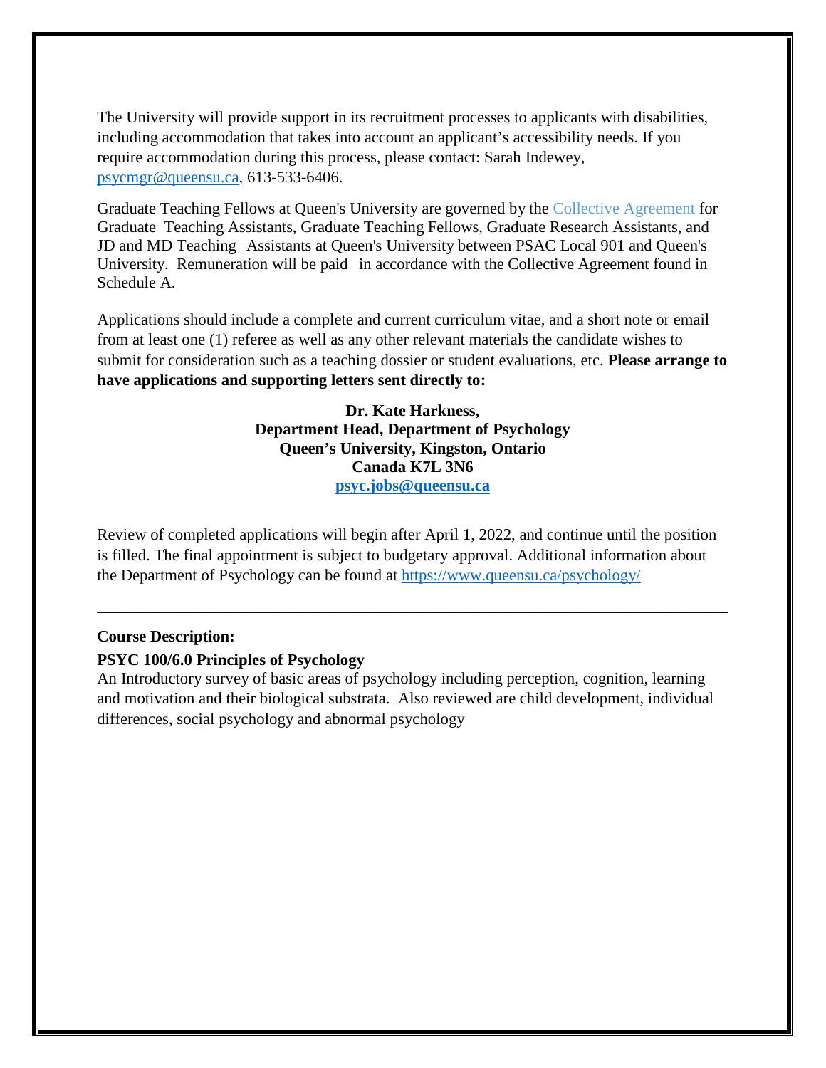The University will provide support in its recruitment processes to applicants with disabilities, including accommodation that takes into account an applicant's accessibility needs. If you require accommodation during this process, please contact: Sarah Indewey, psycmgr@queensu.ca, 613-533-6406.

Graduate Teaching Fellows at Queen's University are governed by the Collective Agreement for Graduate Teaching Assistants, Graduate Teaching Fellows, Graduate Research Assistants, and JD and MD Teaching Assistants at Queen's University between PSAC Local 901 and Queen's University. Remuneration will be paid in accordance with the Collective Agreement found in Schedule A.

Applications should include a complete and current curriculum vitae, and a short note or email from at least one (1) referee as well as any other relevant materials the candidate wishes to submit for consideration such as a teaching dossier or student evaluations, etc. **Please arrange to have applications and supporting letters sent directly to:**

**Dr. Kate Harkness,**
**Department Head, Department of Psychology**
**Queen's University, Kingston, Ontario**
**Canada K7L 3N6**
**psyc.jobs@queensu.ca**

Review of completed applications will begin after April 1, 2022, and continue until the position is filled. The final appointment is subject to budgetary approval. Additional information about the Department of Psychology can be found at https://www.queensu.ca/psychology/

---

**Course Description:**

**PSYC 100/6.0 Principles of Psychology**

An Introductory survey of basic areas of psychology including perception, cognition, learning and motivation and their biological substrata. Also reviewed are child development, individual differences, social psychology and abnormal psychology